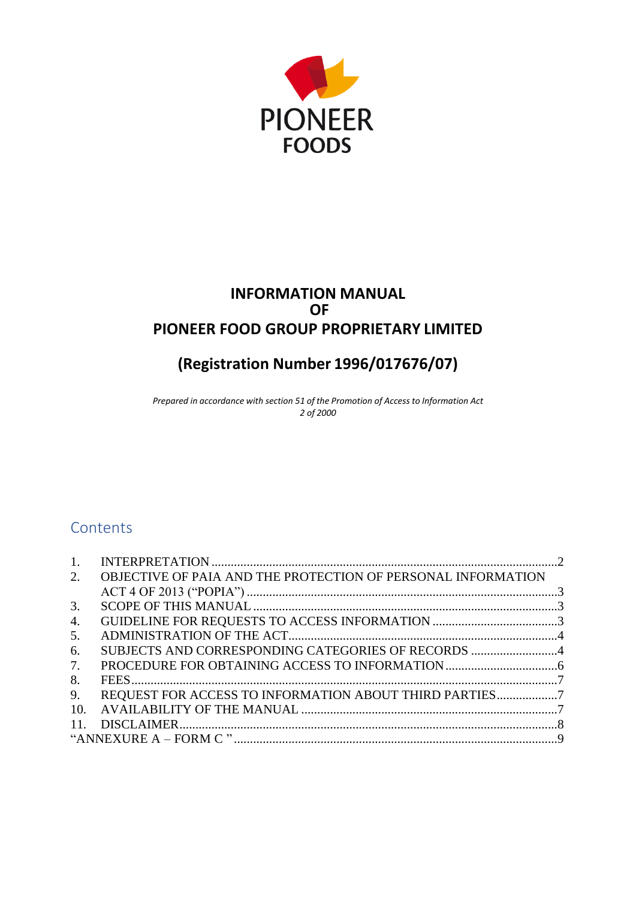PIONEER
FOODS

# INFORMATION MANUAL
# OF
# PIONEER FOOD GROUP PROPRIETARY LIMITED

## (Registration Number 1996/017676/07)

*Prepared in accordance with section 51 of the Promotion of Access to Information Act 2 of 2000*

## Contents

1. INTERPRETATION ....................................................................................................2
2. OBJECTIVE OF PAIA AND THE PROTECTION OF PERSONAL INFORMATION ACT 4 OF 2013 ("POPIA") ....................................................................................3
3. SCOPE OF THIS MANUAL ........................................................................................3
4. GUIDELINE FOR REQUESTS TO ACCESS INFORMATION ........................................3
5. ADMINISTRATION OF THE ACT...............................................................................4
6. SUBJECTS AND CORRESPONDING CATEGORIES OF RECORDS ..............................4
7. PROCEDURE FOR OBTAINING ACCESS TO INFORMATION ....................................6
8. FEES..........................................................................................................................7
9. REQUEST FOR ACCESS TO INFORMATION ABOUT THIRD PARTIES.........................7
10. AVAILABILITY OF THE MANUAL ............................................................................7
11. DISCLAIMER............................................................................................................8

"ANNEXURE A – FORM C " ..........................................................................................9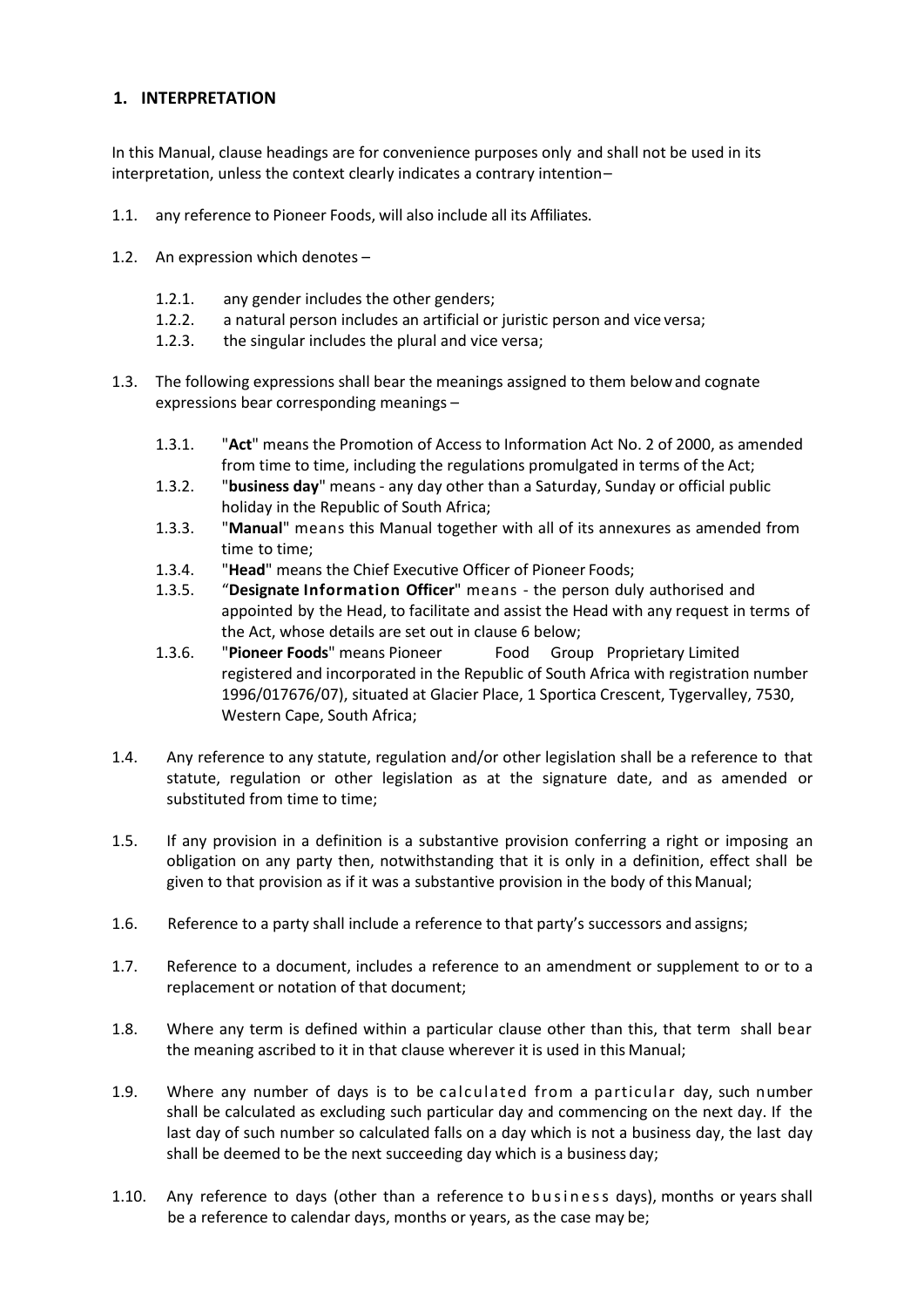## 1. INTERPRETATION

In this Manual, clause headings are for convenience purposes only and shall not be used in its interpretation, unless the context clearly indicates a contrary intention–

1.1. any reference to Pioneer Foods, will also include all its Affiliates.

1.2. An expression which denotes –

1.2.1. any gender includes the other genders;

1.2.2. a natural person includes an artificial or juristic person and vice versa;

1.2.3. the singular includes the plural and vice versa;

1.3. The following expressions shall bear the meanings assigned to them below and cognate expressions bear corresponding meanings –

1.3.1. "**Act**" means the Promotion of Access to Information Act No. 2 of 2000, as amended from time to time, including the regulations promulgated in terms of the Act;

1.3.2. "**business day**" means - any day other than a Saturday, Sunday or official public holiday in the Republic of South Africa;

1.3.3. "**Manual**" means this Manual together with all of its annexures as amended from time to time;

1.3.4. "**Head**" means the Chief Executive Officer of Pioneer Foods;

1.3.5. "**Designate Information Officer**" means - the person duly authorised and appointed by the Head, to facilitate and assist the Head with any request in terms of the Act, whose details are set out in clause 6 below;

1.3.6. "**Pioneer Foods**" means Pioneer Food Group Proprietary Limited registered and incorporated in the Republic of South Africa with registration number 1996/017676/07), situated at Glacier Place, 1 Sportica Crescent, Tygervalley, 7530, Western Cape, South Africa;

1.4. Any reference to any statute, regulation and/or other legislation shall be a reference to that statute, regulation or other legislation as at the signature date, and as amended or substituted from time to time;

1.5. If any provision in a definition is a substantive provision conferring a right or imposing an obligation on any party then, notwithstanding that it is only in a definition, effect shall be given to that provision as if it was a substantive provision in the body of this Manual;

1.6. Reference to a party shall include a reference to that party's successors and assigns;

1.7. Reference to a document, includes a reference to an amendment or supplement to or to a replacement or notation of that document;

1.8. Where any term is defined within a particular clause other than this, that term shall bear the meaning ascribed to it in that clause wherever it is used in this Manual;

1.9. Where any number of days is to be calculated from a particular day, such number shall be calculated as excluding such particular day and commencing on the next day. If the last day of such number so calculated falls on a day which is not a business day, the last day shall be deemed to be the next succeeding day which is a business day;

1.10. Any reference to days (other than a reference to business days), months or years shall be a reference to calendar days, months or years, as the case may be;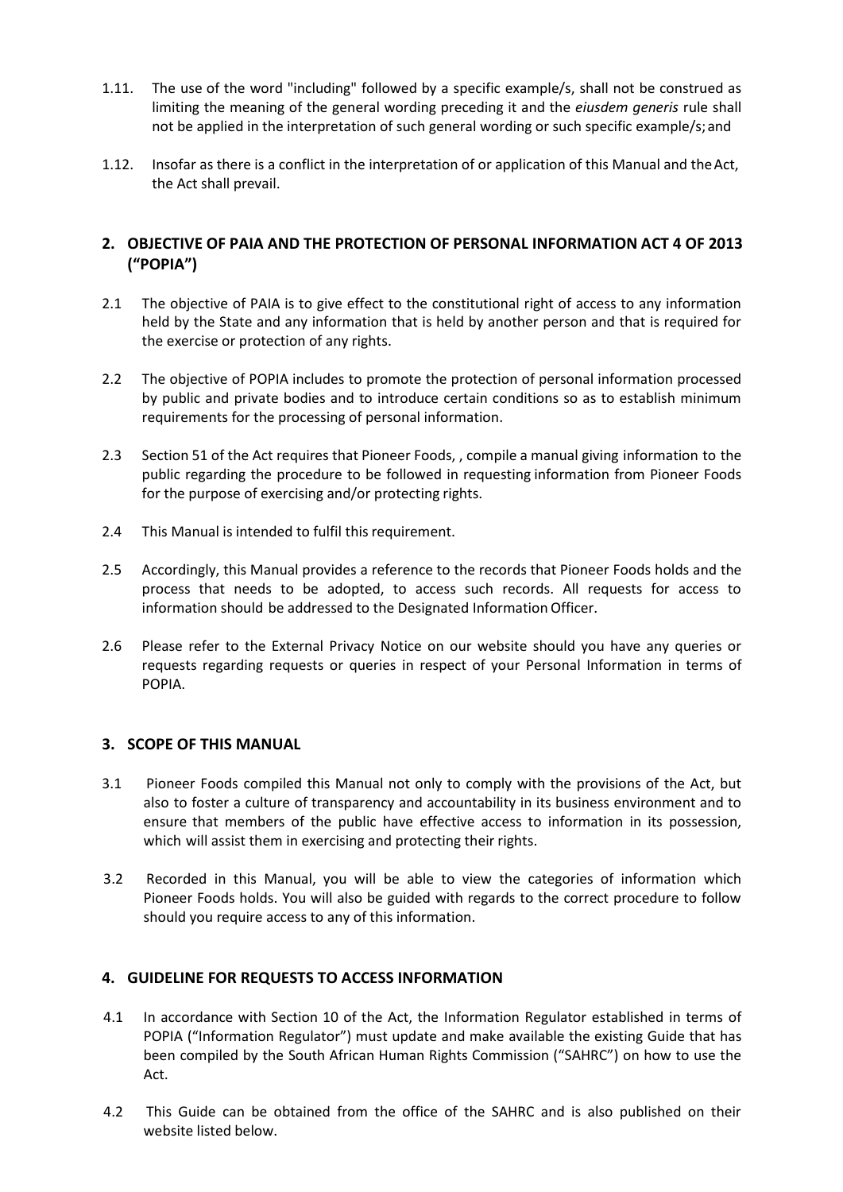1.11. The use of the word "including" followed by a specific example/s, shall not be construed as limiting the meaning of the general wording preceding it and the *eiusdem generis* rule shall not be applied in the interpretation of such general wording or such specific example/s; and

1.12. Insofar as there is a conflict in the interpretation of or application of this Manual and the Act, the Act shall prevail.

## 2. OBJECTIVE OF PAIA AND THE PROTECTION OF PERSONAL INFORMATION ACT 4 OF 2013 ("POPIA")

2.1 The objective of PAIA is to give effect to the constitutional right of access to any information held by the State and any information that is held by another person and that is required for the exercise or protection of any rights.

2.2 The objective of POPIA includes to promote the protection of personal information processed by public and private bodies and to introduce certain conditions so as to establish minimum requirements for the processing of personal information.

2.3 Section 51 of the Act requires that Pioneer Foods, , compile a manual giving information to the public regarding the procedure to be followed in requesting information from Pioneer Foods for the purpose of exercising and/or protecting rights.

2.4 This Manual is intended to fulfil this requirement.

2.5 Accordingly, this Manual provides a reference to the records that Pioneer Foods holds and the process that needs to be adopted, to access such records. All requests for access to information should be addressed to the Designated Information Officer.

2.6 Please refer to the External Privacy Notice on our website should you have any queries or requests regarding requests or queries in respect of your Personal Information in terms of POPIA.

## 3. SCOPE OF THIS MANUAL

3.1 Pioneer Foods compiled this Manual not only to comply with the provisions of the Act, but also to foster a culture of transparency and accountability in its business environment and to ensure that members of the public have effective access to information in its possession, which will assist them in exercising and protecting their rights.

3.2 Recorded in this Manual, you will be able to view the categories of information which Pioneer Foods holds. You will also be guided with regards to the correct procedure to follow should you require access to any of this information.

## 4. GUIDELINE FOR REQUESTS TO ACCESS INFORMATION

4.1 In accordance with Section 10 of the Act, the Information Regulator established in terms of POPIA ("Information Regulator") must update and make available the existing Guide that has been compiled by the South African Human Rights Commission ("SAHRC") on how to use the Act.

4.2 This Guide can be obtained from the office of the SAHRC and is also published on their website listed below.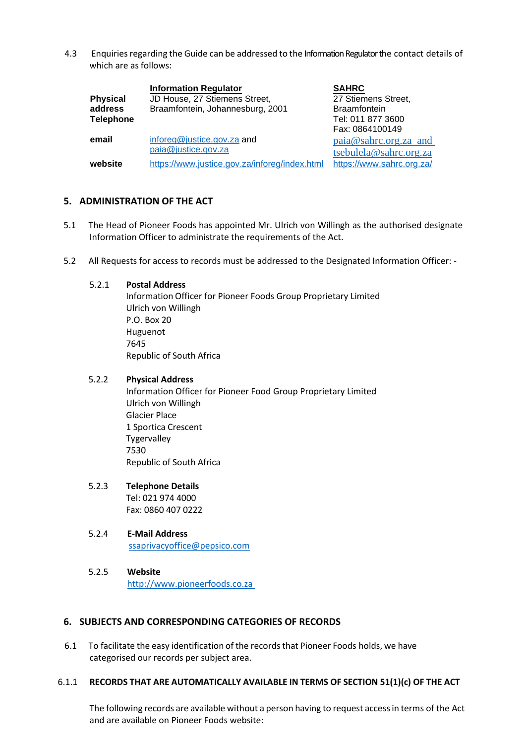4.3 Enquiries regarding the Guide can be addressed to the Information Regulator the contact details of which are as follows:

| | **Information Regulator** | **SAHRC** |
|---|---|---|
| **Physical address** | JD House, 27 Stiemens Street, Braamfontein, Johannesburg, 2001 | 27 Stiemens Street, Braamfontein |
| **Telephone** | | Tel: 011 877 3600<br>Fax: 0864100149 |
| **email** | inforeg@justice.gov.za and paia@justice.gov.za | paia@sahrc.org.za and tsebulela@sahrc.org.za |
| **website** | https://www.justice.gov.za/inforeg/index.html | https://www.sahrc.org.za/ |

## 5. ADMINISTRATION OF THE ACT

5.1 The Head of Pioneer Foods has appointed Mr. Ulrich von Willingh as the authorised designate Information Officer to administrate the requirements of the Act.

5.2 All Requests for access to records must be addressed to the Designated Information Officer: -

5.2.1 **Postal Address**
Information Officer for Pioneer Foods Group Proprietary Limited
Ulrich von Willingh
P.O. Box 20
Huguenot
7645
Republic of South Africa

5.2.2 **Physical Address**
Information Officer for Pioneer Food Group Proprietary Limited
Ulrich von Willingh
Glacier Place
1 Sportica Crescent
Tygervalley
7530
Republic of South Africa

5.2.3 **Telephone Details**
Tel: 021 974 4000
Fax: 0860 407 0222

5.2.4 **E-Mail Address**
ssaprivacyoffice@pepsico.com

5.2.5 **Website**
http://www.pioneerfoods.co.za

## 6. SUBJECTS AND CORRESPONDING CATEGORIES OF RECORDS

6.1 To facilitate the easy identification of the records that Pioneer Foods holds, we have categorised our records per subject area.

### 6.1.1 RECORDS THAT ARE AUTOMATICALLY AVAILABLE IN TERMS OF SECTION 51(1)(c) OF THE ACT

The following records are available without a person having to request access in terms of the Act and are available on Pioneer Foods website: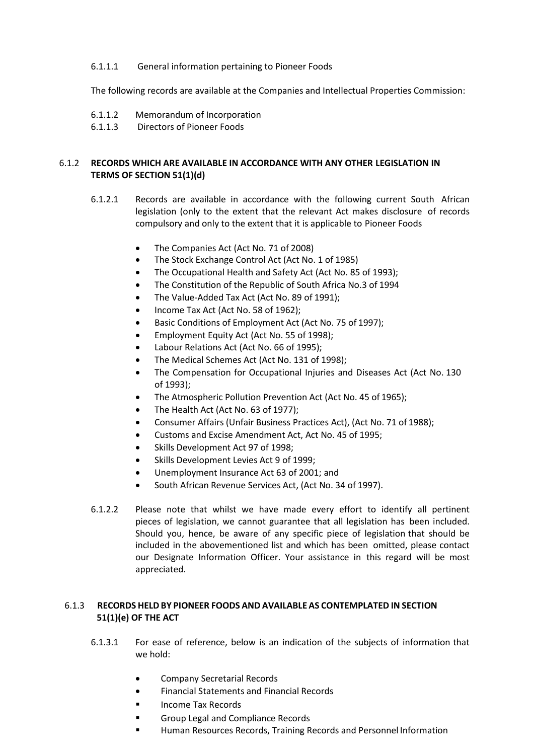6.1.1.1 General information pertaining to Pioneer Foods

The following records are available at the Companies and Intellectual Properties Commission:

6.1.1.2 Memorandum of Incorporation

6.1.1.3 Directors of Pioneer Foods

### 6.1.2 RECORDS WHICH ARE AVAILABLE IN ACCORDANCE WITH ANY OTHER LEGISLATION IN TERMS OF SECTION 51(1)(d)

6.1.2.1 Records are available in accordance with the following current South African legislation (only to the extent that the relevant Act makes disclosure of records compulsory and only to the extent that it is applicable to Pioneer Foods

- The Companies Act (Act No. 71 of 2008)
- The Stock Exchange Control Act (Act No. 1 of 1985)
- The Occupational Health and Safety Act (Act No. 85 of 1993);
- The Constitution of the Republic of South Africa No.3 of 1994
- The Value-Added Tax Act (Act No. 89 of 1991);
- Income Tax Act (Act No. 58 of 1962);
- Basic Conditions of Employment Act (Act No. 75 of 1997);
- Employment Equity Act (Act No. 55 of 1998);
- Labour Relations Act (Act No. 66 of 1995);
- The Medical Schemes Act (Act No. 131 of 1998);
- The Compensation for Occupational Injuries and Diseases Act (Act No. 130 of 1993);
- The Atmospheric Pollution Prevention Act (Act No. 45 of 1965);
- The Health Act (Act No. 63 of 1977);
- Consumer Affairs (Unfair Business Practices Act), (Act No. 71 of 1988);
- Customs and Excise Amendment Act, Act No. 45 of 1995;
- Skills Development Act 97 of 1998;
- Skills Development Levies Act 9 of 1999;
- Unemployment Insurance Act 63 of 2001; and
- South African Revenue Services Act, (Act No. 34 of 1997).

6.1.2.2 Please note that whilst we have made every effort to identify all pertinent pieces of legislation, we cannot guarantee that all legislation has been included. Should you, hence, be aware of any specific piece of legislation that should be included in the abovementioned list and which has been omitted, please contact our Designate Information Officer. Your assistance in this regard will be most appreciated.

### 6.1.3 RECORDS HELD BY PIONEER FOODS AND AVAILABLE AS CONTEMPLATED IN SECTION 51(1)(e) OF THE ACT

6.1.3.1 For ease of reference, below is an indication of the subjects of information that we hold:

- Company Secretarial Records
- Financial Statements and Financial Records
- Income Tax Records
- Group Legal and Compliance Records
- Human Resources Records, Training Records and Personnel Information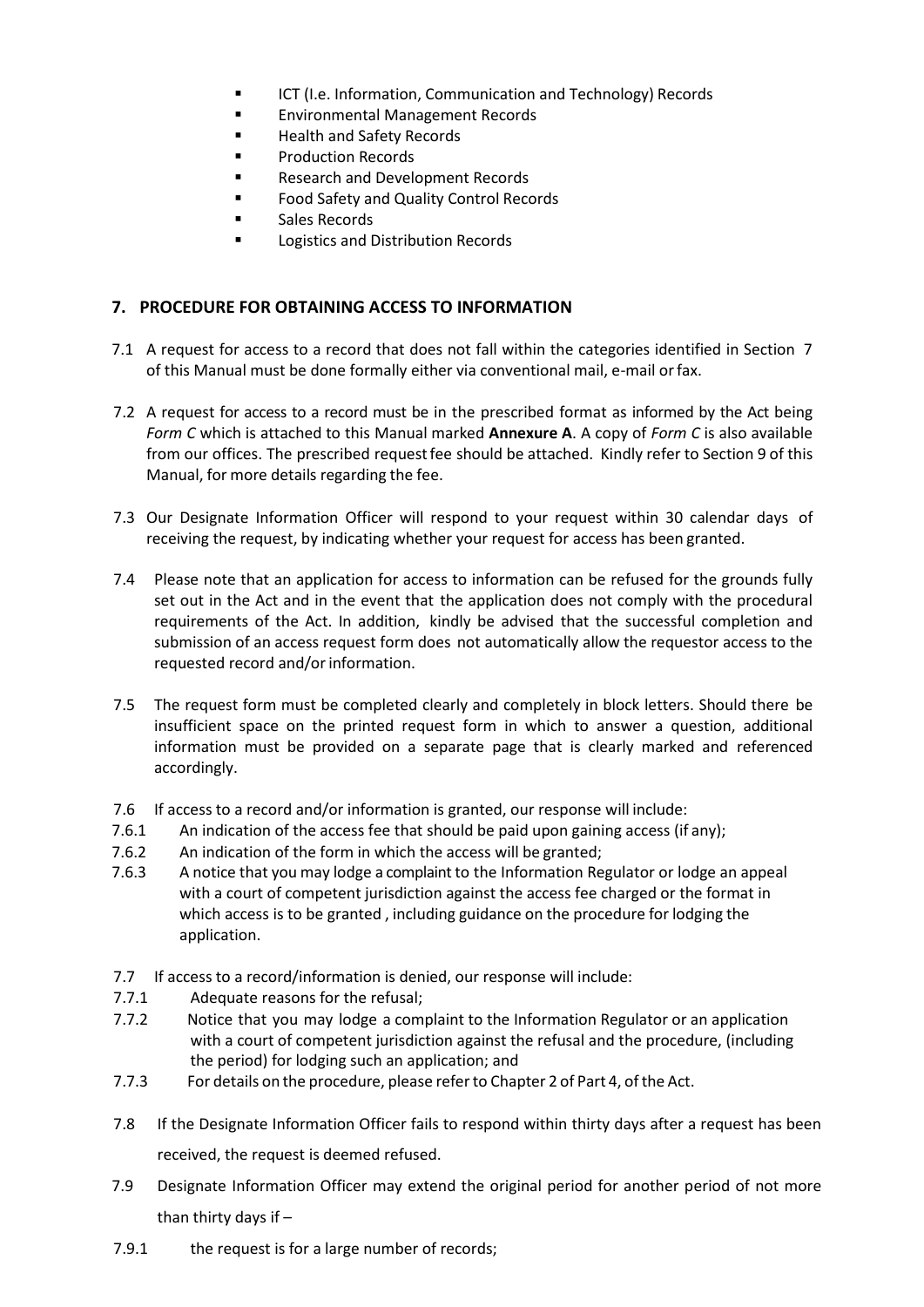- ICT (I.e. Information, Communication and Technology) Records
- Environmental Management Records
- Health and Safety Records
- Production Records
- Research and Development Records
- Food Safety and Quality Control Records
- Sales Records
- Logistics and Distribution Records

## 7. PROCEDURE FOR OBTAINING ACCESS TO INFORMATION

7.1 A request for access to a record that does not fall within the categories identified in Section 7 of this Manual must be done formally either via conventional mail, e-mail or fax.

7.2 A request for access to a record must be in the prescribed format as informed by the Act being *Form C* which is attached to this Manual marked **Annexure A**. A copy of *Form C* is also available from our offices. The prescribed request fee should be attached. Kindly refer to Section 9 of this Manual, for more details regarding the fee.

7.3 Our Designate Information Officer will respond to your request within 30 calendar days of receiving the request, by indicating whether your request for access has been granted.

7.4 Please note that an application for access to information can be refused for the grounds fully set out in the Act and in the event that the application does not comply with the procedural requirements of the Act. In addition, kindly be advised that the successful completion and submission of an access request form does not automatically allow the requestor access to the requested record and/or information.

7.5 The request form must be completed clearly and completely in block letters. Should there be insufficient space on the printed request form in which to answer a question, additional information must be provided on a separate page that is clearly marked and referenced accordingly.

7.6 If access to a record and/or information is granted, our response will include:

7.6.1 An indication of the access fee that should be paid upon gaining access (if any);

7.6.2 An indication of the form in which the access will be granted;

7.6.3 A notice that you may lodge a complaint to the Information Regulator or lodge an appeal with a court of competent jurisdiction against the access fee charged or the format in which access is to be granted , including guidance on the procedure for lodging the application.

7.7 If access to a record/information is denied, our response will include:

7.7.1 Adequate reasons for the refusal;

7.7.2 Notice that you may lodge a complaint to the Information Regulator or an application with a court of competent jurisdiction against the refusal and the procedure, (including the period) for lodging such an application; and

7.7.3 For details on the procedure, please refer to Chapter 2 of Part 4, of the Act.

7.8 If the Designate Information Officer fails to respond within thirty days after a request has been received, the request is deemed refused.

7.9 Designate Information Officer may extend the original period for another period of not more than thirty days if –

7.9.1 the request is for a large number of records;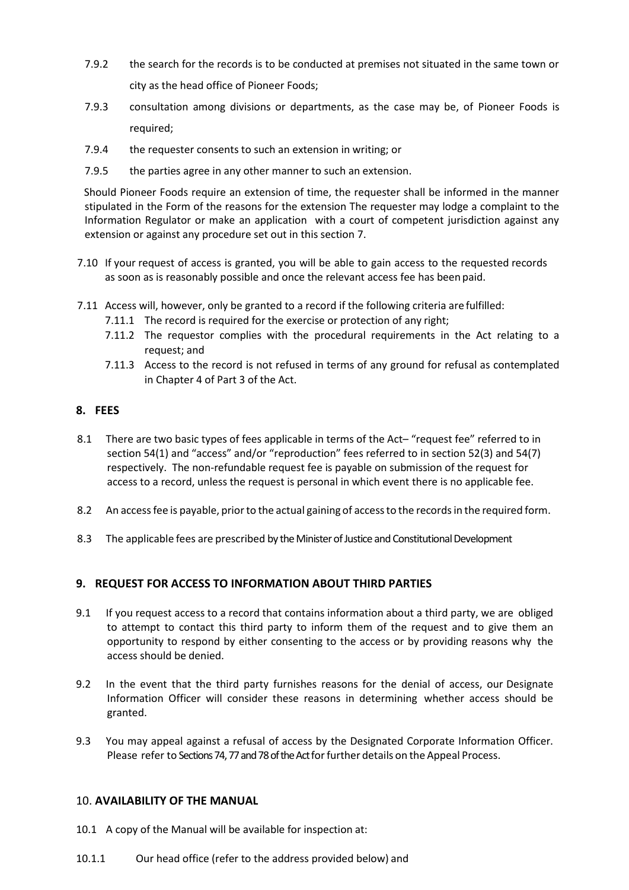7.9.2 the search for the records is to be conducted at premises not situated in the same town or city as the head office of Pioneer Foods;

7.9.3 consultation among divisions or departments, as the case may be, of Pioneer Foods is required;

7.9.4 the requester consents to such an extension in writing; or

7.9.5 the parties agree in any other manner to such an extension.

Should Pioneer Foods require an extension of time, the requester shall be informed in the manner stipulated in the Form of the reasons for the extension The requester may lodge a complaint to the Information Regulator or make an application with a court of competent jurisdiction against any extension or against any procedure set out in this section 7.

7.10 If your request of access is granted, you will be able to gain access to the requested records as soon as is reasonably possible and once the relevant access fee has been paid.

7.11 Access will, however, only be granted to a record if the following criteria are fulfilled:

7.11.1 The record is required for the exercise or protection of any right;

7.11.2 The requestor complies with the procedural requirements in the Act relating to a request; and

7.11.3 Access to the record is not refused in terms of any ground for refusal as contemplated in Chapter 4 of Part 3 of the Act.

## 8. FEES

8.1 There are two basic types of fees applicable in terms of the Act– "request fee" referred to in section 54(1) and "access" and/or "reproduction" fees referred to in section 52(3) and 54(7) respectively. The non-refundable request fee is payable on submission of the request for access to a record, unless the request is personal in which event there is no applicable fee.

8.2 An access fee is payable, prior to the actual gaining of access to the records in the required form.

8.3 The applicable fees are prescribed by the Minister of Justice and Constitutional Development

## 9. REQUEST FOR ACCESS TO INFORMATION ABOUT THIRD PARTIES

9.1 If you request access to a record that contains information about a third party, we are obliged to attempt to contact this third party to inform them of the request and to give them an opportunity to respond by either consenting to the access or by providing reasons why the access should be denied.

9.2 In the event that the third party furnishes reasons for the denial of access, our Designate Information Officer will consider these reasons in determining whether access should be granted.

9.3 You may appeal against a refusal of access by the Designated Corporate Information Officer. Please refer to Sections 74, 77 and 78 of the Act for further details on the Appeal Process.

## 10. AVAILABILITY OF THE MANUAL

10.1 A copy of the Manual will be available for inspection at:

10.1.1 Our head office (refer to the address provided below) and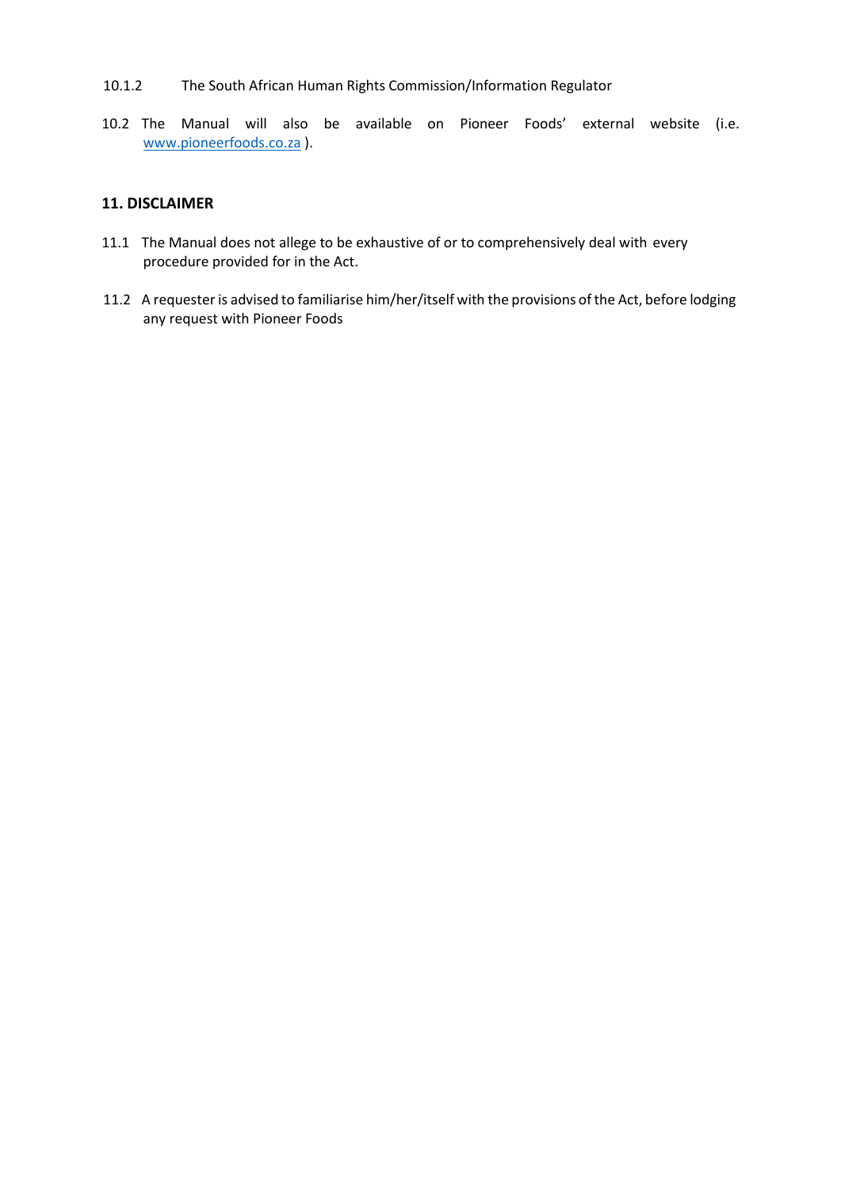10.1.2 The South African Human Rights Commission/Information Regulator

10.2 The Manual will also be available on Pioneer Foods' external website (i.e. www.pioneerfoods.co.za ).

## 11. DISCLAIMER

11.1 The Manual does not allege to be exhaustive of or to comprehensively deal with every procedure provided for in the Act.

11.2 A requester is advised to familiarise him/her/itself with the provisions of the Act, before lodging any request with Pioneer Foods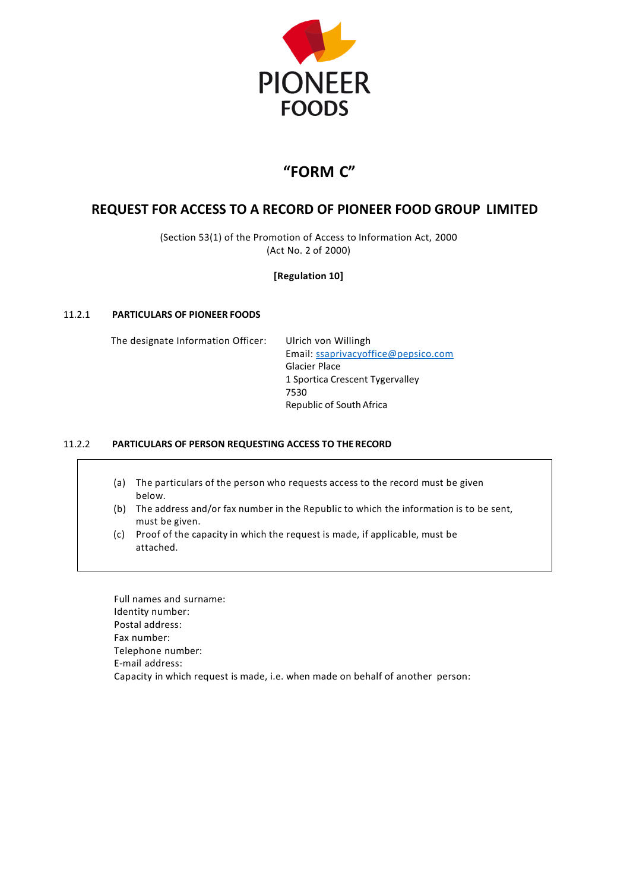PIONEER FOODS

# "FORM C"

## REQUEST FOR ACCESS TO A RECORD OF PIONEER FOOD GROUP LIMITED

(Section 53(1) of the Promotion of Access to Information Act, 2000
(Act No. 2 of 2000)

**[Regulation 10]**

### 11.2.1 PARTICULARS OF PIONEER FOODS

The designate Information Officer: Ulrich von Willingh
Email: ssaprivacyoffice@pepsico.com
Glacier Place
1 Sportica Crescent Tygervalley
7530
Republic of South Africa

### 11.2.2 PARTICULARS OF PERSON REQUESTING ACCESS TO THE RECORD

(a) The particulars of the person who requests access to the record must be given below.
(b) The address and/or fax number in the Republic to which the information is to be sent, must be given.
(c) Proof of the capacity in which the request is made, if applicable, must be attached.

Full names and surname:
Identity number:
Postal address:
Fax number:
Telephone number:
E-mail address:
Capacity in which request is made, i.e. when made on behalf of another person: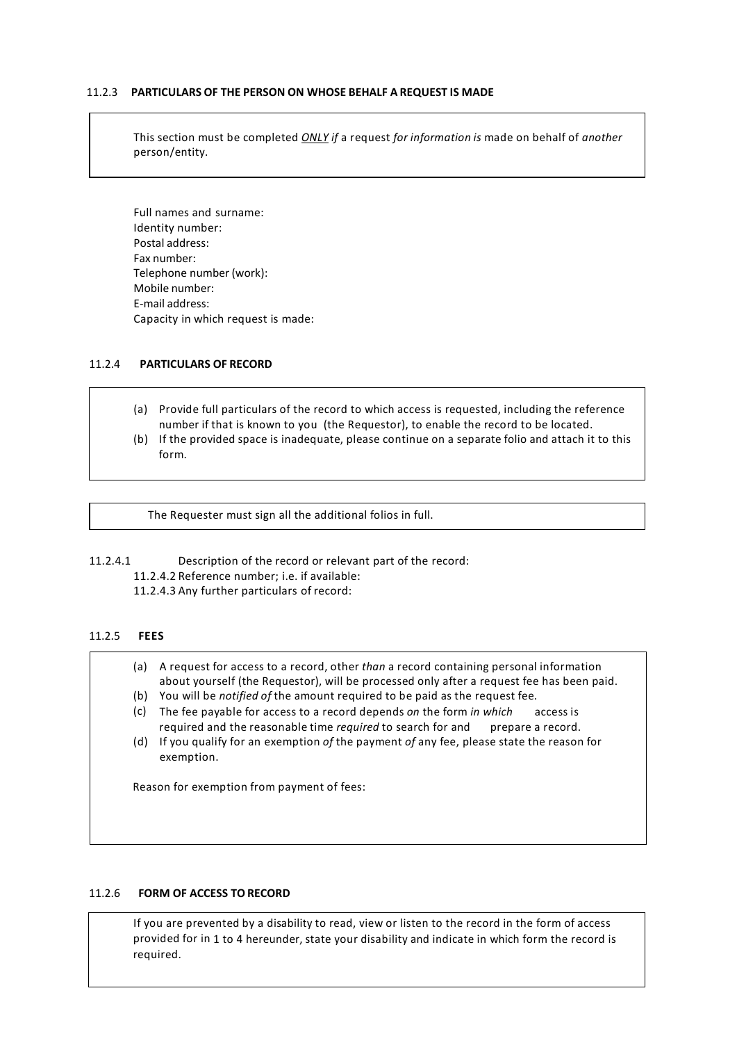11.2.3 **PARTICULARS OF THE PERSON ON WHOSE BEHALF A REQUEST IS MADE**

> This section must be completed *__ONLY__ if* a request *for information is* made on behalf of *another* person/entity.

Full names and surname:
Identity number:
Postal address:
Fax number:
Telephone number (work):
Mobile number:
E-mail address:
Capacity in which request is made:

11.2.4 **PARTICULARS OF RECORD**

> (a) Provide full particulars of the record to which access is requested, including the reference number if that is known to you (the Requestor), to enable the record to be located.
> (b) If the provided space is inadequate, please continue on a separate folio and attach it to this form.

> The Requester must sign all the additional folios in full.

11.2.4.1 Description of the record or relevant part of the record:
11.2.4.2 Reference number; i.e. if available:
11.2.4.3 Any further particulars of record:

11.2.5 **FEES**

> (a) A request for access to a record, other *than* a record containing personal information about yourself (the Requestor), will be processed only after a request fee has been paid.
> (b) You will be *notified of* the amount required to be paid as the request fee.
> (c) The fee payable for access to a record depends *on* the form *in which* access is required and the reasonable time *required* to search for and prepare a record.
> (d) If you qualify for an exemption *of* the payment *of* any fee, please state the reason for exemption.
>
> Reason for exemption from payment of fees:

11.2.6 **FORM OF ACCESS TO RECORD**

> If you are prevented by a disability to read, view or listen to the record in the form of access provided for in 1 to 4 hereunder, state your disability and indicate in which form the record is required.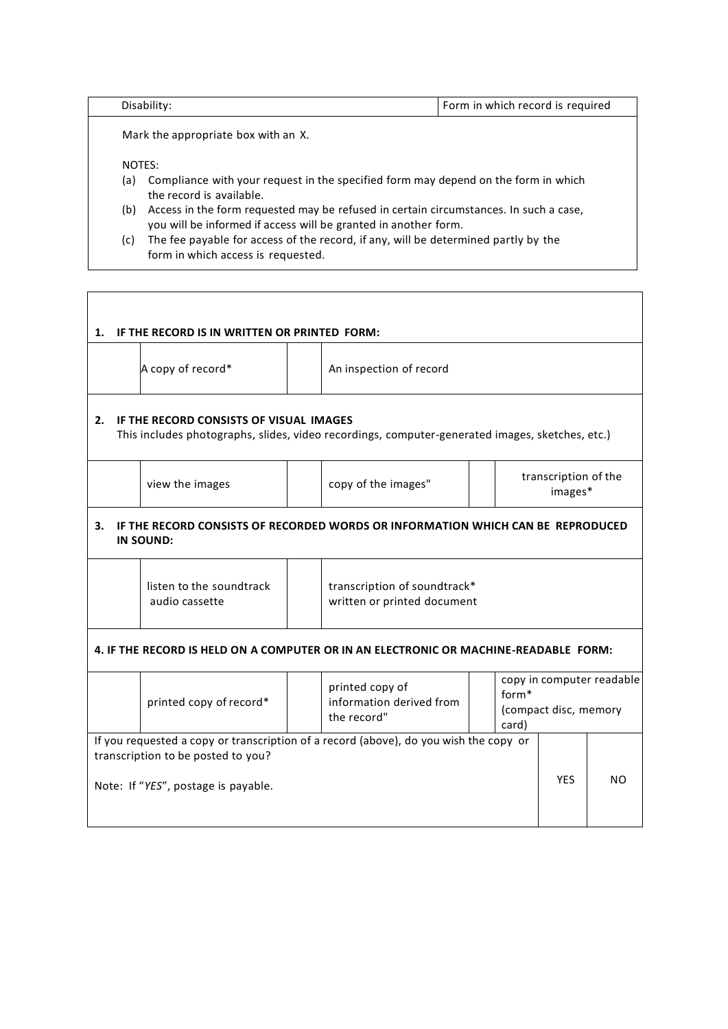| Disability: | Form in which record is required |
|---|---|

Mark the appropriate box with an X.

NOTES:

(a) Compliance with your request in the specified form may depend on the form in which the record is available.

(b) Access in the form requested may be refused in certain circumstances. In such a case, you will be informed if access will be granted in another form.

(c) The fee payable for access of the record, if any, will be determined partly by the form in which access is requested.

**1. IF THE RECORD IS IN WRITTEN OR PRINTED FORM:**

| | | | |
|---|---|---|---|
| | A copy of record* | | An inspection of record |

**2. IF THE RECORD CONSISTS OF VISUAL IMAGES**
This includes photographs, slides, video recordings, computer-generated images, sketches, etc.)

| | | | | | |
|---|---|---|---|---|---|
| | view the images | | copy of the images" | | transcription of the images* |

**3. IF THE RECORD CONSISTS OF RECORDED WORDS OR INFORMATION WHICH CAN BE REPRODUCED IN SOUND:**

| | | | |
|---|---|---|---|
| | listen to the soundtrack audio cassette | | transcription of soundtrack* written or printed document |

**4. IF THE RECORD IS HELD ON A COMPUTER OR IN AN ELECTRONIC OR MACHINE-READABLE FORM:**

| | | | | | |
|---|---|---|---|---|---|
| | printed copy of record* | | printed copy of information derived from the record" | | copy in computer readable form* (compact disc, memory card) |

| | | |
|---|---|---|
| If you requested a copy or transcription of a record (above), do you wish the copy or transcription to be posted to you?<br><br>Note: If "*YES*", postage is payable. | YES | NO |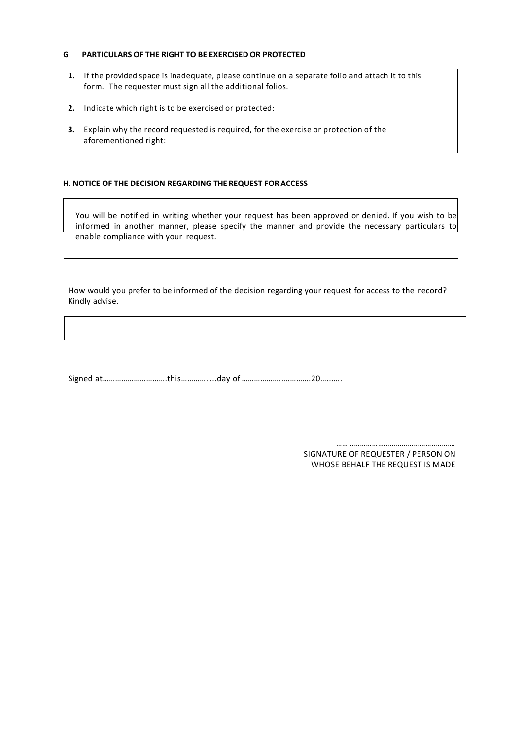**G PARTICULARS OF THE RIGHT TO BE EXERCISED OR PROTECTED**

1. If the provided space is inadequate, please continue on a separate folio and attach it to this form. The requester must sign all the additional folios.
2. Indicate which right is to be exercised or protected:
3. Explain why the record requested is required, for the exercise or protection of the aforementioned right:

**H. NOTICE OF THE DECISION REGARDING THE REQUEST FOR ACCESS**

You will be notified in writing whether your request has been approved or denied. If you wish to be informed in another manner, please specify the manner and provide the necessary particulars to enable compliance with your request.

How would you prefer to be informed of the decision regarding your request for access to the record? Kindly advise.

Signed at…………………………this……………..day of ……………….………….20……..

…………………………………………………

SIGNATURE OF REQUESTER / PERSON ON WHOSE BEHALF THE REQUEST IS MADE